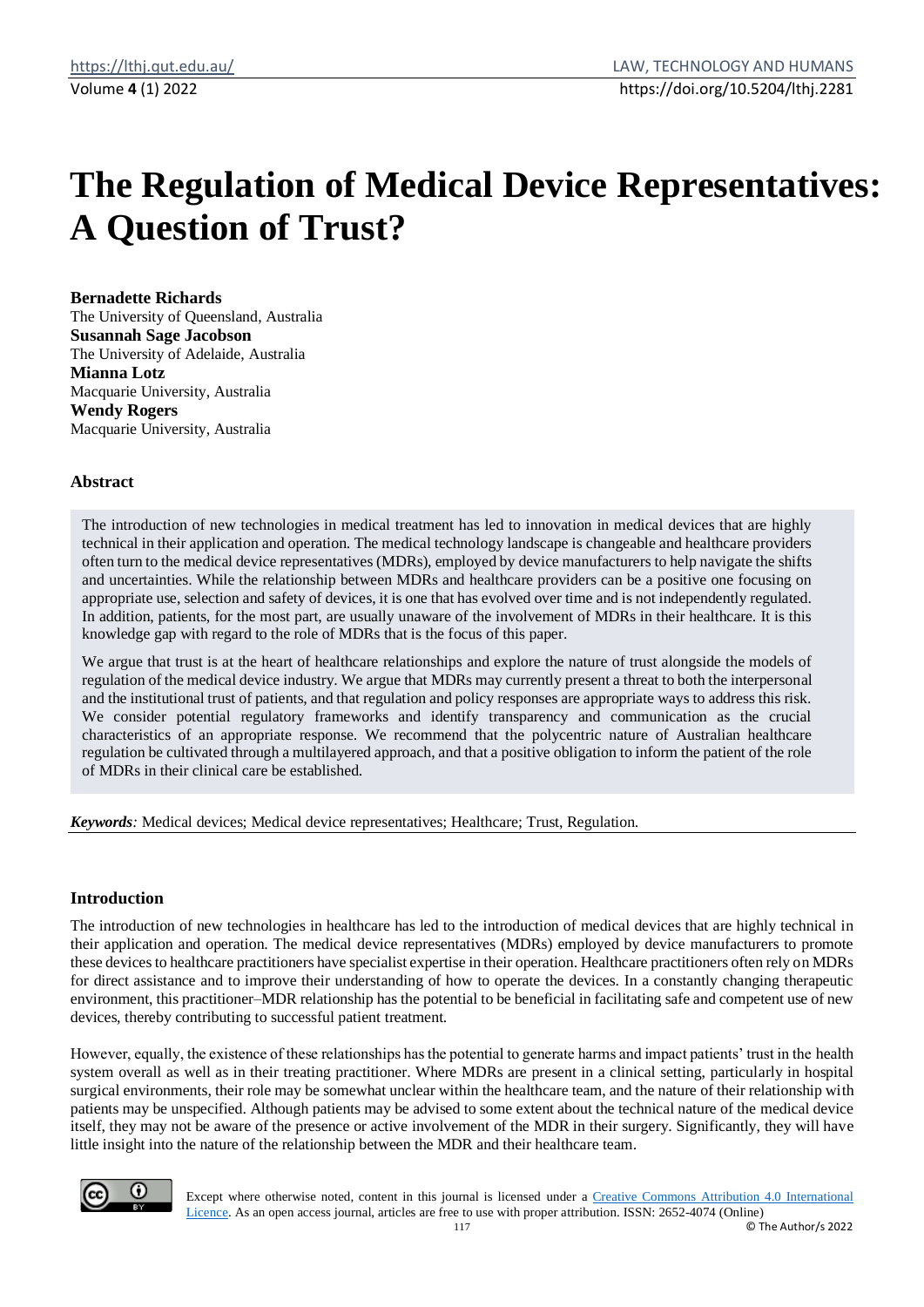# The Regulation of Medical Device Representatives: A Question of Trust?

**Bernadette Richards**
The University of Queensland, Australia
**Susannah Sage Jacobson**
The University of Adelaide, Australia
**Mianna Lotz**
Macquarie University, Australia
**Wendy Rogers**
Macquarie University, Australia

### Abstract

The introduction of new technologies in medical treatment has led to innovation in medical devices that are highly technical in their application and operation. The medical technology landscape is changeable and healthcare providers often turn to the medical device representatives (MDRs), employed by device manufacturers to help navigate the shifts and uncertainties. While the relationship between MDRs and healthcare providers can be a positive one focusing on appropriate use, selection and safety of devices, it is one that has evolved over time and is not independently regulated. In addition, patients, for the most part, are usually unaware of the involvement of MDRs in their healthcare. It is this knowledge gap with regard to the role of MDRs that is the focus of this paper.

We argue that trust is at the heart of healthcare relationships and explore the nature of trust alongside the models of regulation of the medical device industry. We argue that MDRs may currently present a threat to both the interpersonal and the institutional trust of patients, and that regulation and policy responses are appropriate ways to address this risk. We consider potential regulatory frameworks and identify transparency and communication as the crucial characteristics of an appropriate response. We recommend that the polycentric nature of Australian healthcare regulation be cultivated through a multilayered approach, and that a positive obligation to inform the patient of the role of MDRs in their clinical care be established.

***Keywords**:* Medical devices; Medical device representatives; Healthcare; Trust, Regulation.

### Introduction

The introduction of new technologies in healthcare has led to the introduction of medical devices that are highly technical in their application and operation. The medical device representatives (MDRs) employed by device manufacturers to promote these devices to healthcare practitioners have specialist expertise in their operation. Healthcare practitioners often rely on MDRs for direct assistance and to improve their understanding of how to operate the devices. In a constantly changing therapeutic environment, this practitioner–MDR relationship has the potential to be beneficial in facilitating safe and competent use of new devices, thereby contributing to successful patient treatment.

However, equally, the existence of these relationships has the potential to generate harms and impact patients' trust in the health system overall as well as in their treating practitioner. Where MDRs are present in a clinical setting, particularly in hospital surgical environments, their role may be somewhat unclear within the healthcare team, and the nature of their relationship with patients may be unspecified. Although patients may be advised to some extent about the technical nature of the medical device itself, they may not be aware of the presence or active involvement of the MDR in their surgery. Significantly, they will have little insight into the nature of the relationship between the MDR and their healthcare team.

Except where otherwise noted, content in this journal is licensed under a Creative Commons Attribution 4.0 International Licence. As an open access journal, articles are free to use with proper attribution. ISSN: 2652-4074 (Online)
© The Author/s 2022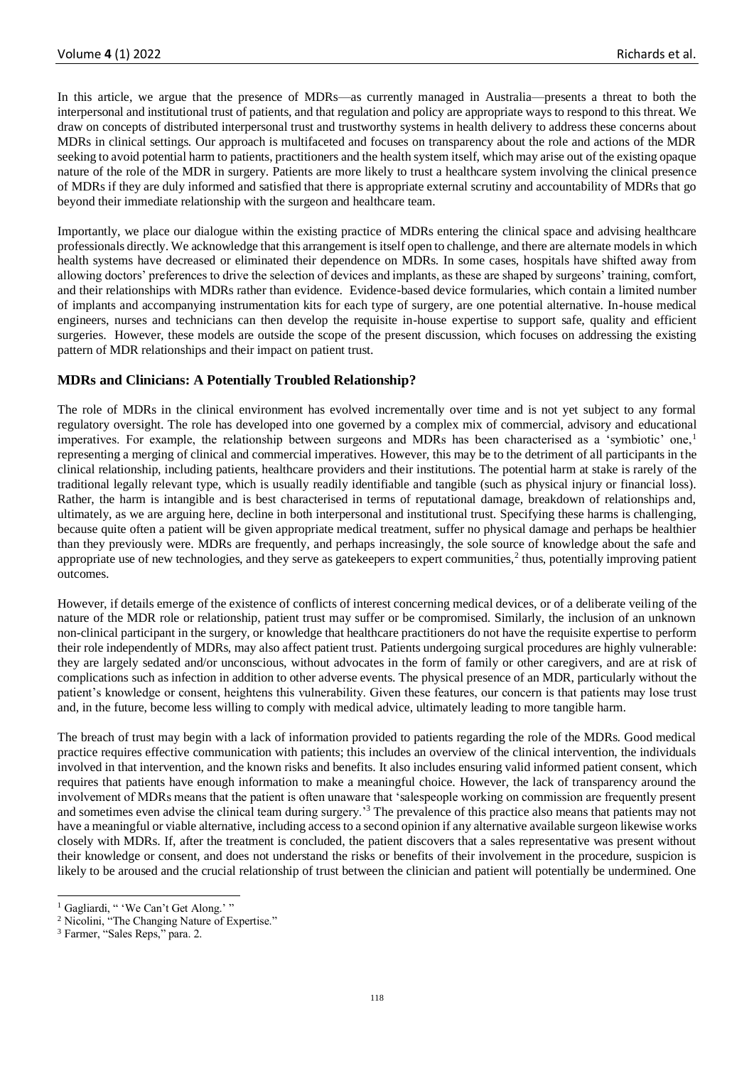In this article, we argue that the presence of MDRs—as currently managed in Australia—presents a threat to both the interpersonal and institutional trust of patients, and that regulation and policy are appropriate ways to respond to this threat. We draw on concepts of distributed interpersonal trust and trustworthy systems in health delivery to address these concerns about MDRs in clinical settings. Our approach is multifaceted and focuses on transparency about the role and actions of the MDR seeking to avoid potential harm to patients, practitioners and the health system itself, which may arise out of the existing opaque nature of the role of the MDR in surgery. Patients are more likely to trust a healthcare system involving the clinical presence of MDRs if they are duly informed and satisfied that there is appropriate external scrutiny and accountability of MDRs that go beyond their immediate relationship with the surgeon and healthcare team.

Importantly, we place our dialogue within the existing practice of MDRs entering the clinical space and advising healthcare professionals directly. We acknowledge that this arrangement is itself open to challenge, and there are alternate models in which health systems have decreased or eliminated their dependence on MDRs. In some cases, hospitals have shifted away from allowing doctors' preferences to drive the selection of devices and implants, as these are shaped by surgeons' training, comfort, and their relationships with MDRs rather than evidence. Evidence-based device formularies, which contain a limited number of implants and accompanying instrumentation kits for each type of surgery, are one potential alternative. In-house medical engineers, nurses and technicians can then develop the requisite in-house expertise to support safe, quality and efficient surgeries. However, these models are outside the scope of the present discussion, which focuses on addressing the existing pattern of MDR relationships and their impact on patient trust.

## MDRs and Clinicians: A Potentially Troubled Relationship?

The role of MDRs in the clinical environment has evolved incrementally over time and is not yet subject to any formal regulatory oversight. The role has developed into one governed by a complex mix of commercial, advisory and educational imperatives. For example, the relationship between surgeons and MDRs has been characterised as a 'symbiotic' one,[1] representing a merging of clinical and commercial imperatives. However, this may be to the detriment of all participants in the clinical relationship, including patients, healthcare providers and their institutions. The potential harm at stake is rarely of the traditional legally relevant type, which is usually readily identifiable and tangible (such as physical injury or financial loss). Rather, the harm is intangible and is best characterised in terms of reputational damage, breakdown of relationships and, ultimately, as we are arguing here, decline in both interpersonal and institutional trust. Specifying these harms is challenging, because quite often a patient will be given appropriate medical treatment, suffer no physical damage and perhaps be healthier than they previously were. MDRs are frequently, and perhaps increasingly, the sole source of knowledge about the safe and appropriate use of new technologies, and they serve as gatekeepers to expert communities,[2] thus, potentially improving patient outcomes.

However, if details emerge of the existence of conflicts of interest concerning medical devices, or of a deliberate veiling of the nature of the MDR role or relationship, patient trust may suffer or be compromised. Similarly, the inclusion of an unknown non-clinical participant in the surgery, or knowledge that healthcare practitioners do not have the requisite expertise to perform their role independently of MDRs, may also affect patient trust. Patients undergoing surgical procedures are highly vulnerable: they are largely sedated and/or unconscious, without advocates in the form of family or other caregivers, and are at risk of complications such as infection in addition to other adverse events. The physical presence of an MDR, particularly without the patient's knowledge or consent, heightens this vulnerability. Given these features, our concern is that patients may lose trust and, in the future, become less willing to comply with medical advice, ultimately leading to more tangible harm.

The breach of trust may begin with a lack of information provided to patients regarding the role of the MDRs. Good medical practice requires effective communication with patients; this includes an overview of the clinical intervention, the individuals involved in that intervention, and the known risks and benefits. It also includes ensuring valid informed patient consent, which requires that patients have enough information to make a meaningful choice. However, the lack of transparency around the involvement of MDRs means that the patient is often unaware that 'salespeople working on commission are frequently present and sometimes even advise the clinical team during surgery.'[3] The prevalence of this practice also means that patients may not have a meaningful or viable alternative, including access to a second opinion if any alternative available surgeon likewise works closely with MDRs. If, after the treatment is concluded, the patient discovers that a sales representative was present without their knowledge or consent, and does not understand the risks or benefits of their involvement in the procedure, suspicion is likely to be aroused and the crucial relationship of trust between the clinician and patient will potentially be undermined. One

[1] Gagliardi, " 'We Can't Get Along.' "

[2] Nicolini, "The Changing Nature of Expertise."

[3] Farmer, "Sales Reps," para. 2.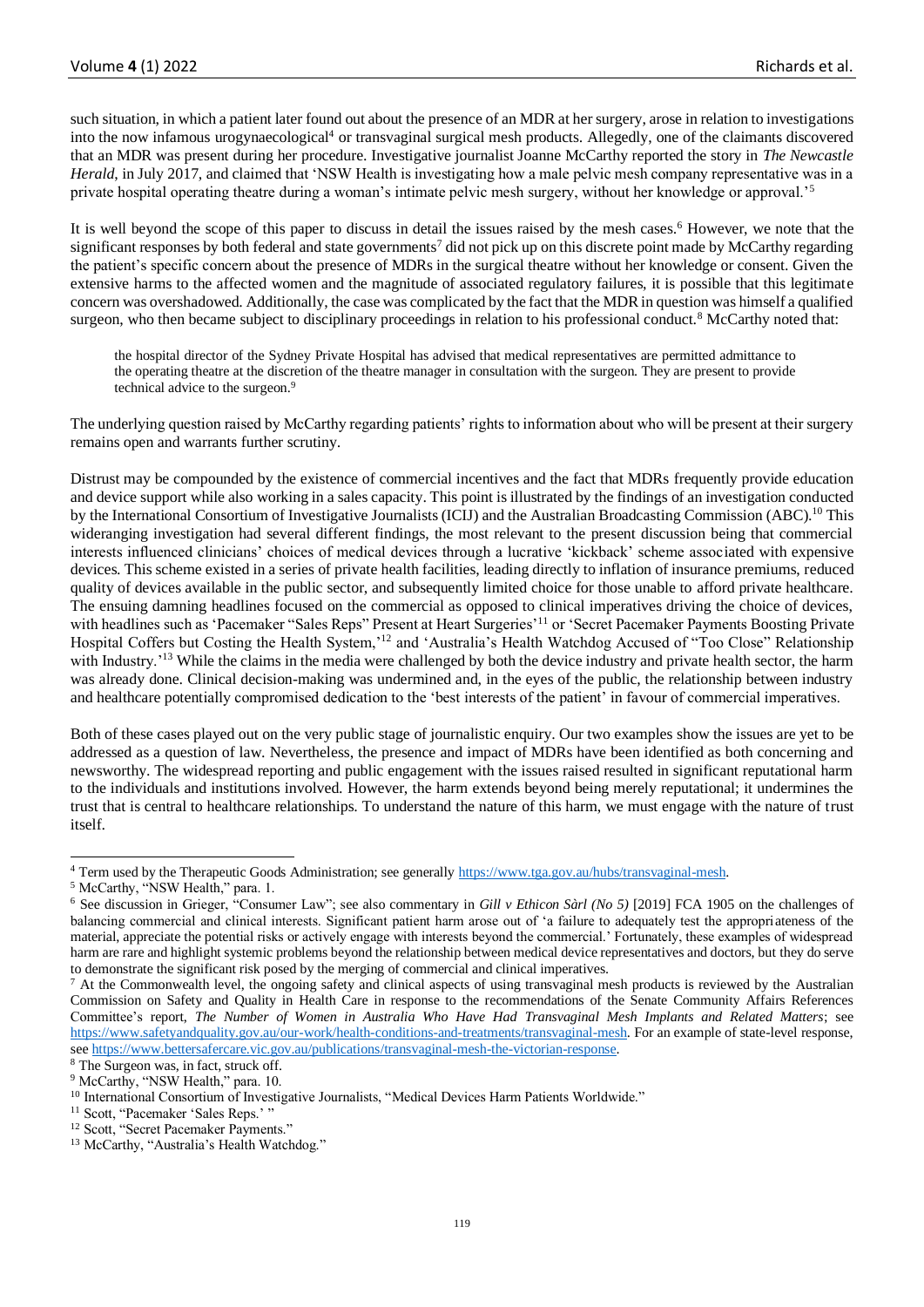such situation, in which a patient later found out about the presence of an MDR at her surgery, arose in relation to investigations into the now infamous urogynaecological[4] or transvaginal surgical mesh products. Allegedly, one of the claimants discovered that an MDR was present during her procedure. Investigative journalist Joanne McCarthy reported the story in *The Newcastle Herald*, in July 2017, and claimed that 'NSW Health is investigating how a male pelvic mesh company representative was in a private hospital operating theatre during a woman's intimate pelvic mesh surgery, without her knowledge or approval.'[5]

It is well beyond the scope of this paper to discuss in detail the issues raised by the mesh cases.[6] However, we note that the significant responses by both federal and state governments[7] did not pick up on this discrete point made by McCarthy regarding the patient's specific concern about the presence of MDRs in the surgical theatre without her knowledge or consent. Given the extensive harms to the affected women and the magnitude of associated regulatory failures, it is possible that this legitimate concern was overshadowed. Additionally, the case was complicated by the fact that the MDR in question was himself a qualified surgeon, who then became subject to disciplinary proceedings in relation to his professional conduct.[8] McCarthy noted that:

> the hospital director of the Sydney Private Hospital has advised that medical representatives are permitted admittance to the operating theatre at the discretion of the theatre manager in consultation with the surgeon. They are present to provide technical advice to the surgeon.[9]

The underlying question raised by McCarthy regarding patients' rights to information about who will be present at their surgery remains open and warrants further scrutiny.

Distrust may be compounded by the existence of commercial incentives and the fact that MDRs frequently provide education and device support while also working in a sales capacity. This point is illustrated by the findings of an investigation conducted by the International Consortium of Investigative Journalists (ICIJ) and the Australian Broadcasting Commission (ABC).[10] This wideranging investigation had several different findings, the most relevant to the present discussion being that commercial interests influenced clinicians' choices of medical devices through a lucrative 'kickback' scheme associated with expensive devices. This scheme existed in a series of private health facilities, leading directly to inflation of insurance premiums, reduced quality of devices available in the public sector, and subsequently limited choice for those unable to afford private healthcare. The ensuing damning headlines focused on the commercial as opposed to clinical imperatives driving the choice of devices, with headlines such as 'Pacemaker "Sales Reps" Present at Heart Surgeries'[11] or 'Secret Pacemaker Payments Boosting Private Hospital Coffers but Costing the Health System,'[12] and 'Australia's Health Watchdog Accused of "Too Close" Relationship with Industry.'[13] While the claims in the media were challenged by both the device industry and private health sector, the harm was already done. Clinical decision-making was undermined and, in the eyes of the public, the relationship between industry and healthcare potentially compromised dedication to the 'best interests of the patient' in favour of commercial imperatives.

Both of these cases played out on the very public stage of journalistic enquiry. Our two examples show the issues are yet to be addressed as a question of law. Nevertheless, the presence and impact of MDRs have been identified as both concerning and newsworthy. The widespread reporting and public engagement with the issues raised resulted in significant reputational harm to the individuals and institutions involved. However, the harm extends beyond being merely reputational; it undermines the trust that is central to healthcare relationships. To understand the nature of this harm, we must engage with the nature of trust itself.

---

[4] Term used by the Therapeutic Goods Administration; see generally https://www.tga.gov.au/hubs/transvaginal-mesh.

[5] McCarthy, "NSW Health," para. 1.

[6] See discussion in Grieger, "Consumer Law"; see also commentary in *Gill v Ethicon Sàrl (No 5)* [2019] FCA 1905 on the challenges of balancing commercial and clinical interests. Significant patient harm arose out of 'a failure to adequately test the appropriateness of the material, appreciate the potential risks or actively engage with interests beyond the commercial.' Fortunately, these examples of widespread harm are rare and highlight systemic problems beyond the relationship between medical device representatives and doctors, but they do serve to demonstrate the significant risk posed by the merging of commercial and clinical imperatives.

[7] At the Commonwealth level, the ongoing safety and clinical aspects of using transvaginal mesh products is reviewed by the Australian Commission on Safety and Quality in Health Care in response to the recommendations of the Senate Community Affairs References Committee's report, *The Number of Women in Australia Who Have Had Transvaginal Mesh Implants and Related Matters*; see https://www.safetyandquality.gov.au/our-work/health-conditions-and-treatments/transvaginal-mesh. For an example of state-level response, see https://www.bettersafercare.vic.gov.au/publications/transvaginal-mesh-the-victorian-response.

[8] The Surgeon was, in fact, struck off.

[9] McCarthy, "NSW Health," para. 10.

[10] International Consortium of Investigative Journalists, "Medical Devices Harm Patients Worldwide."

[11] Scott, "Pacemaker 'Sales Reps.' "

[12] Scott, "Secret Pacemaker Payments."

[13] McCarthy, "Australia's Health Watchdog."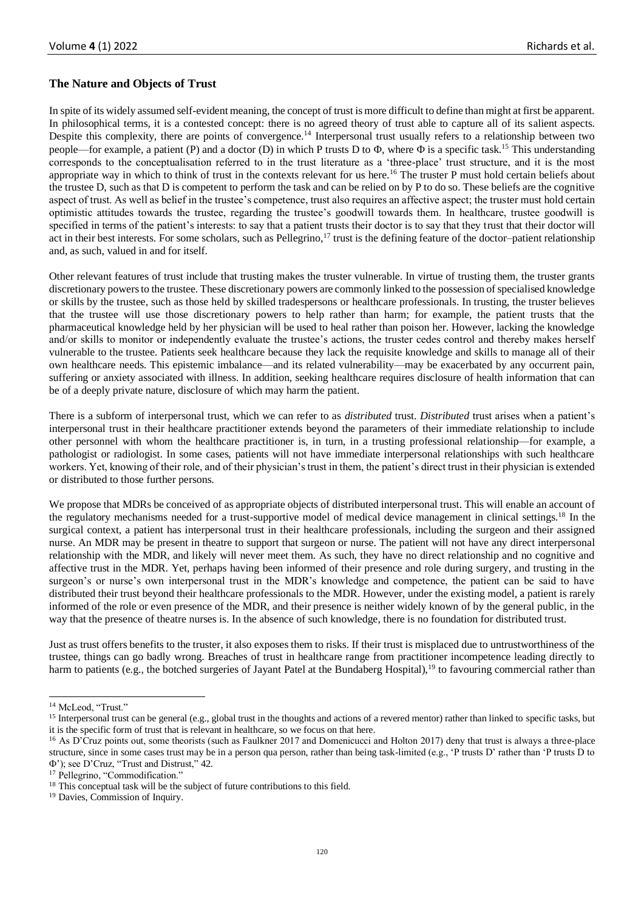## The Nature and Objects of Trust

In spite of its widely assumed self-evident meaning, the concept of trust is more difficult to define than might at first be apparent. In philosophical terms, it is a contested concept: there is no agreed theory of trust able to capture all of its salient aspects. Despite this complexity, there are points of convergence.[14] Interpersonal trust usually refers to a relationship between two people—for example, a patient (P) and a doctor (D) in which P trusts D to Φ, where Φ is a specific task.[15] This understanding corresponds to the conceptualisation referred to in the trust literature as a 'three-place' trust structure, and it is the most appropriate way in which to think of trust in the contexts relevant for us here.[16] The truster P must hold certain beliefs about the trustee D, such as that D is competent to perform the task and can be relied on by P to do so. These beliefs are the cognitive aspect of trust. As well as belief in the trustee's competence, trust also requires an affective aspect; the truster must hold certain optimistic attitudes towards the trustee, regarding the trustee's goodwill towards them. In healthcare, trustee goodwill is specified in terms of the patient's interests: to say that a patient trusts their doctor is to say that they trust that their doctor will act in their best interests. For some scholars, such as Pellegrino,[17] trust is the defining feature of the doctor–patient relationship and, as such, valued in and for itself.

Other relevant features of trust include that trusting makes the truster vulnerable. In virtue of trusting them, the truster grants discretionary powers to the trustee. These discretionary powers are commonly linked to the possession of specialised knowledge or skills by the trustee, such as those held by skilled tradespersons or healthcare professionals. In trusting, the truster believes that the trustee will use those discretionary powers to help rather than harm; for example, the patient trusts that the pharmaceutical knowledge held by her physician will be used to heal rather than poison her. However, lacking the knowledge and/or skills to monitor or independently evaluate the trustee's actions, the truster cedes control and thereby makes herself vulnerable to the trustee. Patients seek healthcare because they lack the requisite knowledge and skills to manage all of their own healthcare needs. This epistemic imbalance—and its related vulnerability—may be exacerbated by any occurrent pain, suffering or anxiety associated with illness. In addition, seeking healthcare requires disclosure of health information that can be of a deeply private nature, disclosure of which may harm the patient.

There is a subform of interpersonal trust, which we can refer to as *distributed* trust. *Distributed* trust arises when a patient's interpersonal trust in their healthcare practitioner extends beyond the parameters of their immediate relationship to include other personnel with whom the healthcare practitioner is, in turn, in a trusting professional relationship—for example, a pathologist or radiologist. In some cases, patients will not have immediate interpersonal relationships with such healthcare workers. Yet, knowing of their role, and of their physician's trust in them, the patient's direct trust in their physician is extended or distributed to those further persons.

We propose that MDRs be conceived of as appropriate objects of distributed interpersonal trust. This will enable an account of the regulatory mechanisms needed for a trust-supportive model of medical device management in clinical settings.[18] In the surgical context, a patient has interpersonal trust in their healthcare professionals, including the surgeon and their assigned nurse. An MDR may be present in theatre to support that surgeon or nurse. The patient will not have any direct interpersonal relationship with the MDR, and likely will never meet them. As such, they have no direct relationship and no cognitive and affective trust in the MDR. Yet, perhaps having been informed of their presence and role during surgery, and trusting in the surgeon's or nurse's own interpersonal trust in the MDR's knowledge and competence, the patient can be said to have distributed their trust beyond their healthcare professionals to the MDR. However, under the existing model, a patient is rarely informed of the role or even presence of the MDR, and their presence is neither widely known of by the general public, in the way that the presence of theatre nurses is. In the absence of such knowledge, there is no foundation for distributed trust.

Just as trust offers benefits to the truster, it also exposes them to risks. If their trust is misplaced due to untrustworthiness of the trustee, things can go badly wrong. Breaches of trust in healthcare range from practitioner incompetence leading directly to harm to patients (e.g., the botched surgeries of Jayant Patel at the Bundaberg Hospital),[19] to favouring commercial rather than

---

[14] McLeod, "Trust."

[15] Interpersonal trust can be general (e.g., global trust in the thoughts and actions of a revered mentor) rather than linked to specific tasks, but it is the specific form of trust that is relevant in healthcare, so we focus on that here.

[16] As D'Cruz points out, some theorists (such as Faulkner 2017 and Domenicucci and Holton 2017) deny that trust is always a three-place structure, since in some cases trust may be in a person qua person, rather than being task-limited (e.g., 'P trusts D' rather than 'P trusts D to Φ'); see D'Cruz, "Trust and Distrust," 42.

[17] Pellegrino, "Commodification."

[18] This conceptual task will be the subject of future contributions to this field.

[19] Davies, Commission of Inquiry.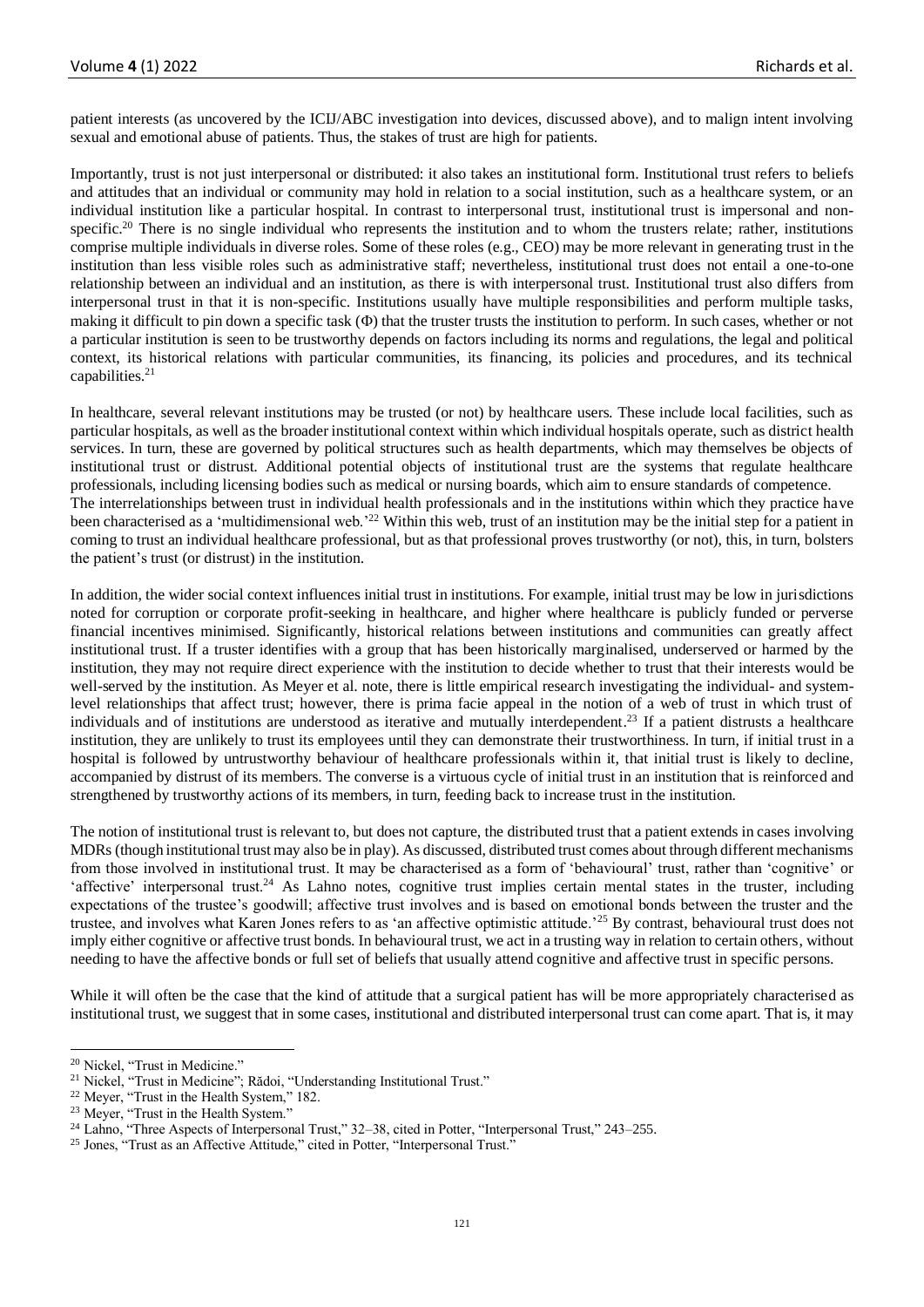patient interests (as uncovered by the ICIJ/ABC investigation into devices, discussed above), and to malign intent involving sexual and emotional abuse of patients. Thus, the stakes of trust are high for patients.

Importantly, trust is not just interpersonal or distributed: it also takes an institutional form. Institutional trust refers to beliefs and attitudes that an individual or community may hold in relation to a social institution, such as a healthcare system, or an individual institution like a particular hospital. In contrast to interpersonal trust, institutional trust is impersonal and non-specific.[20] There is no single individual who represents the institution and to whom the trusters relate; rather, institutions comprise multiple individuals in diverse roles. Some of these roles (e.g., CEO) may be more relevant in generating trust in the institution than less visible roles such as administrative staff; nevertheless, institutional trust does not entail a one-to-one relationship between an individual and an institution, as there is with interpersonal trust. Institutional trust also differs from interpersonal trust in that it is non-specific. Institutions usually have multiple responsibilities and perform multiple tasks, making it difficult to pin down a specific task (Φ) that the truster trusts the institution to perform. In such cases, whether or not a particular institution is seen to be trustworthy depends on factors including its norms and regulations, the legal and political context, its historical relations with particular communities, its financing, its policies and procedures, and its technical capabilities.[21]

In healthcare, several relevant institutions may be trusted (or not) by healthcare users. These include local facilities, such as particular hospitals, as well as the broader institutional context within which individual hospitals operate, such as district health services. In turn, these are governed by political structures such as health departments, which may themselves be objects of institutional trust or distrust. Additional potential objects of institutional trust are the systems that regulate healthcare professionals, including licensing bodies such as medical or nursing boards, which aim to ensure standards of competence.
The interrelationships between trust in individual health professionals and in the institutions within which they practice have been characterised as a 'multidimensional web.'[22] Within this web, trust of an institution may be the initial step for a patient in coming to trust an individual healthcare professional, but as that professional proves trustworthy (or not), this, in turn, bolsters the patient's trust (or distrust) in the institution.

In addition, the wider social context influences initial trust in institutions. For example, initial trust may be low in jurisdictions noted for corruption or corporate profit-seeking in healthcare, and higher where healthcare is publicly funded or perverse financial incentives minimised. Significantly, historical relations between institutions and communities can greatly affect institutional trust. If a truster identifies with a group that has been historically marginalised, underserved or harmed by the institution, they may not require direct experience with the institution to decide whether to trust that their interests would be well-served by the institution. As Meyer et al. note, there is little empirical research investigating the individual- and system-level relationships that affect trust; however, there is prima facie appeal in the notion of a web of trust in which trust of individuals and of institutions are understood as iterative and mutually interdependent.[23] If a patient distrusts a healthcare institution, they are unlikely to trust its employees until they can demonstrate their trustworthiness. In turn, if initial trust in a hospital is followed by untrustworthy behaviour of healthcare professionals within it, that initial trust is likely to decline, accompanied by distrust of its members. The converse is a virtuous cycle of initial trust in an institution that is reinforced and strengthened by trustworthy actions of its members, in turn, feeding back to increase trust in the institution.

The notion of institutional trust is relevant to, but does not capture, the distributed trust that a patient extends in cases involving MDRs (though institutional trust may also be in play). As discussed, distributed trust comes about through different mechanisms from those involved in institutional trust. It may be characterised as a form of 'behavioural' trust, rather than 'cognitive' or 'affective' interpersonal trust.[24] As Lahno notes, cognitive trust implies certain mental states in the truster, including expectations of the trustee's goodwill; affective trust involves and is based on emotional bonds between the truster and the trustee, and involves what Karen Jones refers to as 'an affective optimistic attitude.'[25] By contrast, behavioural trust does not imply either cognitive or affective trust bonds. In behavioural trust, we act in a trusting way in relation to certain others, without needing to have the affective bonds or full set of beliefs that usually attend cognitive and affective trust in specific persons.

While it will often be the case that the kind of attitude that a surgical patient has will be more appropriately characterised as institutional trust, we suggest that in some cases, institutional and distributed interpersonal trust can come apart. That is, it may

---

[20] Nickel, "Trust in Medicine."
[21] Nickel, "Trust in Medicine"; Rădoi, "Understanding Institutional Trust."
[22] Meyer, "Trust in the Health System," 182.
[23] Meyer, "Trust in the Health System."
[24] Lahno, "Three Aspects of Interpersonal Trust," 32–38, cited in Potter, "Interpersonal Trust," 243–255.
[25] Jones, "Trust as an Affective Attitude," cited in Potter, "Interpersonal Trust."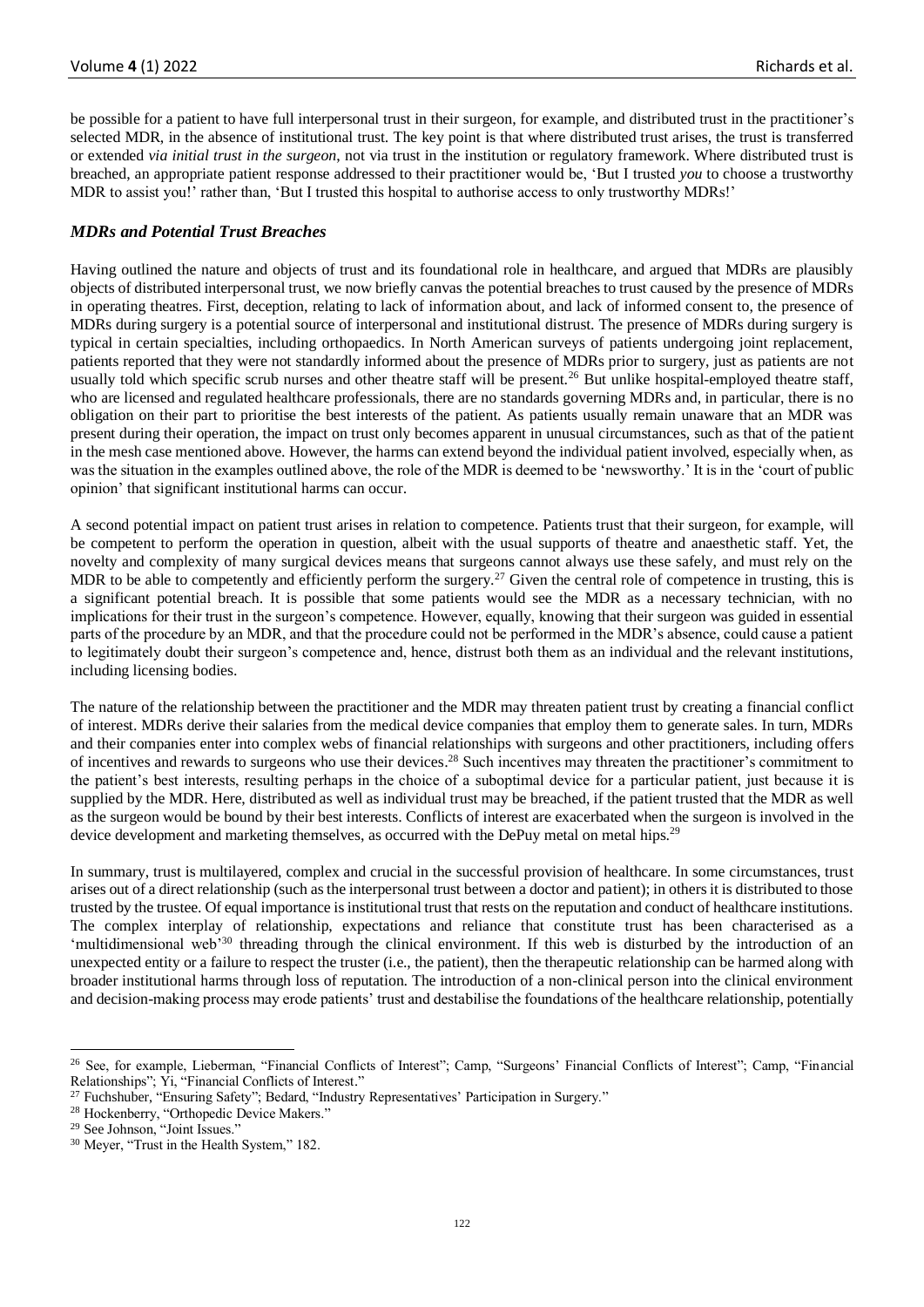be possible for a patient to have full interpersonal trust in their surgeon, for example, and distributed trust in the practitioner's selected MDR, in the absence of institutional trust. The key point is that where distributed trust arises, the trust is transferred or extended *via initial trust in the surgeon*, not via trust in the institution or regulatory framework. Where distributed trust is breached, an appropriate patient response addressed to their practitioner would be, 'But I trusted *you* to choose a trustworthy MDR to assist you!' rather than, 'But I trusted this hospital to authorise access to only trustworthy MDRs!'

### *MDRs and Potential Trust Breaches*

Having outlined the nature and objects of trust and its foundational role in healthcare, and argued that MDRs are plausibly objects of distributed interpersonal trust, we now briefly canvas the potential breaches to trust caused by the presence of MDRs in operating theatres. First, deception, relating to lack of information about, and lack of informed consent to, the presence of MDRs during surgery is a potential source of interpersonal and institutional distrust. The presence of MDRs during surgery is typical in certain specialties, including orthopaedics. In North American surveys of patients undergoing joint replacement, patients reported that they were not standardly informed about the presence of MDRs prior to surgery, just as patients are not usually told which specific scrub nurses and other theatre staff will be present.[26] But unlike hospital-employed theatre staff, who are licensed and regulated healthcare professionals, there are no standards governing MDRs and, in particular, there is no obligation on their part to prioritise the best interests of the patient. As patients usually remain unaware that an MDR was present during their operation, the impact on trust only becomes apparent in unusual circumstances, such as that of the patient in the mesh case mentioned above. However, the harms can extend beyond the individual patient involved, especially when, as was the situation in the examples outlined above, the role of the MDR is deemed to be 'newsworthy.' It is in the 'court of public opinion' that significant institutional harms can occur.

A second potential impact on patient trust arises in relation to competence. Patients trust that their surgeon, for example, will be competent to perform the operation in question, albeit with the usual supports of theatre and anaesthetic staff. Yet, the novelty and complexity of many surgical devices means that surgeons cannot always use these safely, and must rely on the MDR to be able to competently and efficiently perform the surgery.[27] Given the central role of competence in trusting, this is a significant potential breach. It is possible that some patients would see the MDR as a necessary technician, with no implications for their trust in the surgeon's competence. However, equally, knowing that their surgeon was guided in essential parts of the procedure by an MDR, and that the procedure could not be performed in the MDR's absence, could cause a patient to legitimately doubt their surgeon's competence and, hence, distrust both them as an individual and the relevant institutions, including licensing bodies.

The nature of the relationship between the practitioner and the MDR may threaten patient trust by creating a financial conflict of interest. MDRs derive their salaries from the medical device companies that employ them to generate sales. In turn, MDRs and their companies enter into complex webs of financial relationships with surgeons and other practitioners, including offers of incentives and rewards to surgeons who use their devices.[28] Such incentives may threaten the practitioner's commitment to the patient's best interests, resulting perhaps in the choice of a suboptimal device for a particular patient, just because it is supplied by the MDR. Here, distributed as well as individual trust may be breached, if the patient trusted that the MDR as well as the surgeon would be bound by their best interests. Conflicts of interest are exacerbated when the surgeon is involved in the device development and marketing themselves, as occurred with the DePuy metal on metal hips.[29]

In summary, trust is multilayered, complex and crucial in the successful provision of healthcare. In some circumstances, trust arises out of a direct relationship (such as the interpersonal trust between a doctor and patient); in others it is distributed to those trusted by the trustee. Of equal importance is institutional trust that rests on the reputation and conduct of healthcare institutions. The complex interplay of relationship, expectations and reliance that constitute trust has been characterised as a 'multidimensional web'[30] threading through the clinical environment. If this web is disturbed by the introduction of an unexpected entity or a failure to respect the truster (i.e., the patient), then the therapeutic relationship can be harmed along with broader institutional harms through loss of reputation. The introduction of a non-clinical person into the clinical environment and decision-making process may erode patients' trust and destabilise the foundations of the healthcare relationship, potentially

---

[26] See, for example, Lieberman, "Financial Conflicts of Interest"; Camp, "Surgeons' Financial Conflicts of Interest"; Camp, "Financial Relationships"; Yi, "Financial Conflicts of Interest."

[27] Fuchshuber, "Ensuring Safety"; Bedard, "Industry Representatives' Participation in Surgery."

[28] Hockenberry, "Orthopedic Device Makers."

[29] See Johnson, "Joint Issues."

[30] Meyer, "Trust in the Health System," 182.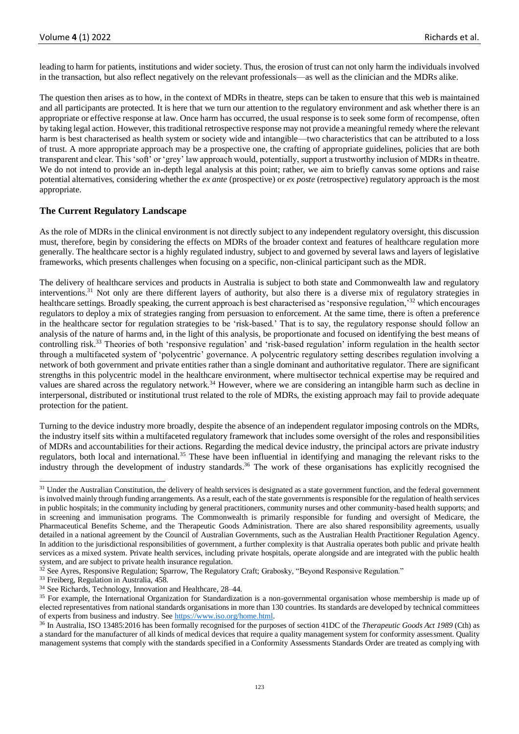leading to harm for patients, institutions and wider society. Thus, the erosion of trust can not only harm the individuals involved in the transaction, but also reflect negatively on the relevant professionals—as well as the clinician and the MDRs alike.

The question then arises as to how, in the context of MDRs in theatre, steps can be taken to ensure that this web is maintained and all participants are protected. It is here that we turn our attention to the regulatory environment and ask whether there is an appropriate or effective response at law. Once harm has occurred, the usual response is to seek some form of recompense, often by taking legal action. However, this traditional retrospective response may not provide a meaningful remedy where the relevant harm is best characterised as health system or society wide and intangible—two characteristics that can be attributed to a loss of trust. A more appropriate approach may be a prospective one, the crafting of appropriate guidelines, policies that are both transparent and clear. This 'soft' or 'grey' law approach would, potentially, support a trustworthy inclusion of MDRs in theatre. We do not intend to provide an in-depth legal analysis at this point; rather, we aim to briefly canvas some options and raise potential alternatives, considering whether the *ex ante* (prospective) or *ex poste* (retrospective) regulatory approach is the most appropriate.

## The Current Regulatory Landscape

As the role of MDRs in the clinical environment is not directly subject to any independent regulatory oversight, this discussion must, therefore, begin by considering the effects on MDRs of the broader context and features of healthcare regulation more generally. The healthcare sector is a highly regulated industry, subject to and governed by several laws and layers of legislative frameworks, which presents challenges when focusing on a specific, non-clinical participant such as the MDR.

The delivery of healthcare services and products in Australia is subject to both state and Commonwealth law and regulatory interventions.[31] Not only are there different layers of authority, but also there is a diverse mix of regulatory strategies in healthcare settings. Broadly speaking, the current approach is best characterised as 'responsive regulation,'[32] which encourages regulators to deploy a mix of strategies ranging from persuasion to enforcement. At the same time, there is often a preference in the healthcare sector for regulation strategies to be 'risk-based.' That is to say, the regulatory response should follow an analysis of the nature of harms and, in the light of this analysis, be proportionate and focused on identifying the best means of controlling risk.[33] Theories of both 'responsive regulation' and 'risk-based regulation' inform regulation in the health sector through a multifaceted system of 'polycentric' governance. A polycentric regulatory setting describes regulation involving a network of both government and private entities rather than a single dominant and authoritative regulator. There are significant strengths in this polycentric model in the healthcare environment, where multisector technical expertise may be required and values are shared across the regulatory network.[34] However, where we are considering an intangible harm such as decline in interpersonal, distributed or institutional trust related to the role of MDRs, the existing approach may fail to provide adequate protection for the patient.

Turning to the device industry more broadly, despite the absence of an independent regulator imposing controls on the MDRs, the industry itself sits within a multifaceted regulatory framework that includes some oversight of the roles and responsibilities of MDRs and accountabilities for their actions. Regarding the medical device industry, the principal actors are private industry regulators, both local and international.[35] These have been influential in identifying and managing the relevant risks to the industry through the development of industry standards.[36] The work of these organisations has explicitly recognised the

---

[31] Under the Australian Constitution, the delivery of health services is designated as a state government function, and the federal government is involved mainly through funding arrangements. As a result, each of the state governments is responsible for the regulation of health services in public hospitals; in the community including by general practitioners, community nurses and other community-based health supports; and in screening and immunisation programs. The Commonwealth is primarily responsible for funding and oversight of Medicare, the Pharmaceutical Benefits Scheme, and the Therapeutic Goods Administration. There are also shared responsibility agreements, usually detailed in a national agreement by the Council of Australian Governments, such as the Australian Health Practitioner Regulation Agency. In addition to the jurisdictional responsibilities of government, a further complexity is that Australia operates both public and private health services as a mixed system. Private health services, including private hospitals, operate alongside and are integrated with the public health system, and are subject to private health insurance regulation.

[32] See Ayres, Responsive Regulation; Sparrow, The Regulatory Craft; Grabosky, "Beyond Responsive Regulation."

[33] Freiberg, Regulation in Australia, 458.

[34] See Richards, Technology, Innovation and Healthcare, 28–44.

[35] For example, the International Organization for Standardization is a non-governmental organisation whose membership is made up of elected representatives from national standards organisations in more than 130 countries. Its standards are developed by technical committees of experts from business and industry. See https://www.iso.org/home.html.

[36] In Australia, ISO 13485:2016 has been formally recognised for the purposes of section 41DC of the *Therapeutic Goods Act 1989* (Cth) as a standard for the manufacturer of all kinds of medical devices that require a quality management system for conformity assessment. Quality management systems that comply with the standards specified in a Conformity Assessments Standards Order are treated as complying with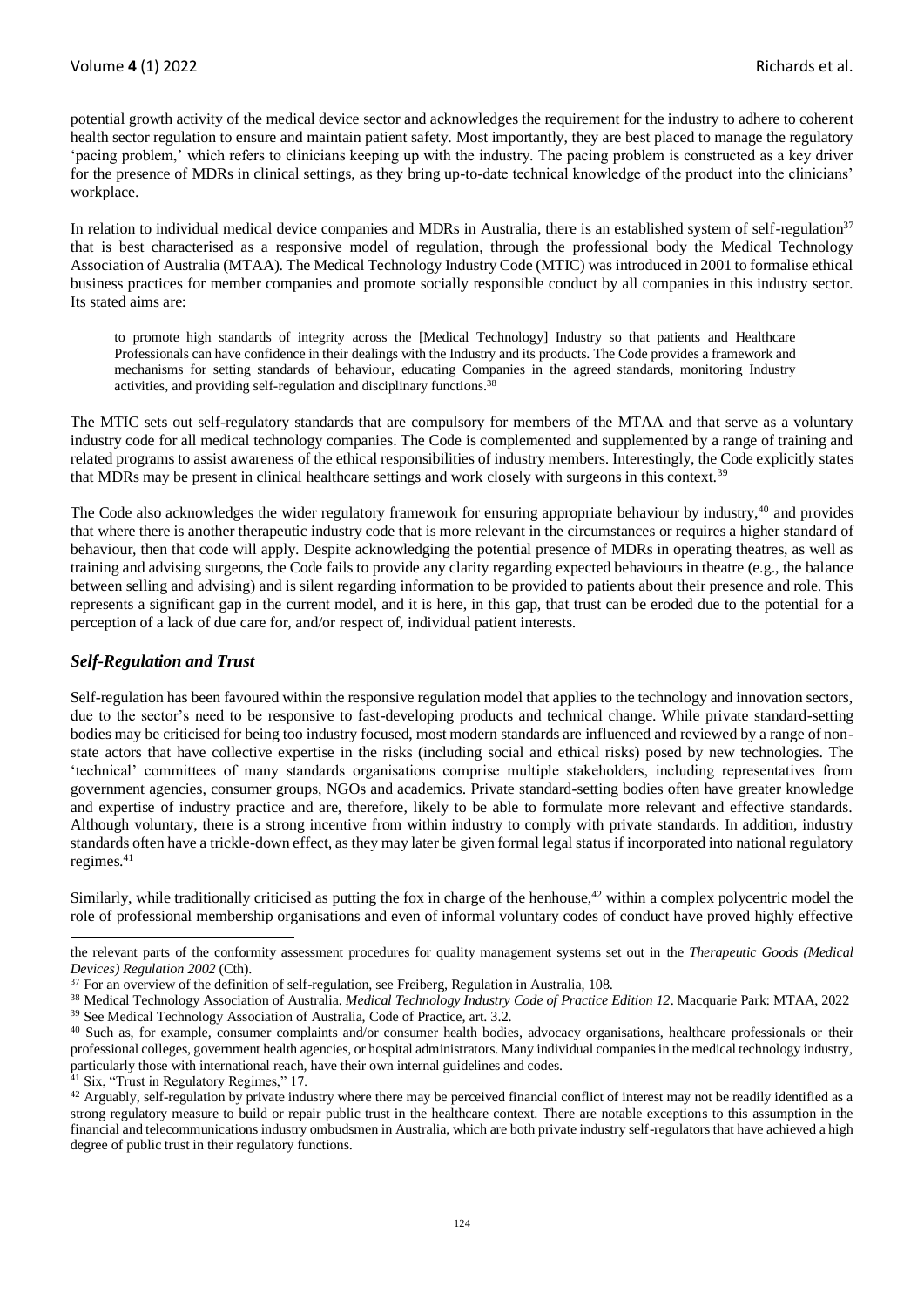potential growth activity of the medical device sector and acknowledges the requirement for the industry to adhere to coherent health sector regulation to ensure and maintain patient safety. Most importantly, they are best placed to manage the regulatory 'pacing problem,' which refers to clinicians keeping up with the industry. The pacing problem is constructed as a key driver for the presence of MDRs in clinical settings, as they bring up-to-date technical knowledge of the product into the clinicians' workplace.

In relation to individual medical device companies and MDRs in Australia, there is an established system of self-regulation[37] that is best characterised as a responsive model of regulation, through the professional body the Medical Technology Association of Australia (MTAA). The Medical Technology Industry Code (MTIC) was introduced in 2001 to formalise ethical business practices for member companies and promote socially responsible conduct by all companies in this industry sector. Its stated aims are:

> to promote high standards of integrity across the [Medical Technology] Industry so that patients and Healthcare Professionals can have confidence in their dealings with the Industry and its products. The Code provides a framework and mechanisms for setting standards of behaviour, educating Companies in the agreed standards, monitoring Industry activities, and providing self-regulation and disciplinary functions.[38]

The MTIC sets out self-regulatory standards that are compulsory for members of the MTAA and that serve as a voluntary industry code for all medical technology companies. The Code is complemented and supplemented by a range of training and related programs to assist awareness of the ethical responsibilities of industry members. Interestingly, the Code explicitly states that MDRs may be present in clinical healthcare settings and work closely with surgeons in this context.[39]

The Code also acknowledges the wider regulatory framework for ensuring appropriate behaviour by industry,[40] and provides that where there is another therapeutic industry code that is more relevant in the circumstances or requires a higher standard of behaviour, then that code will apply. Despite acknowledging the potential presence of MDRs in operating theatres, as well as training and advising surgeons, the Code fails to provide any clarity regarding expected behaviours in theatre (e.g., the balance between selling and advising) and is silent regarding information to be provided to patients about their presence and role. This represents a significant gap in the current model, and it is here, in this gap, that trust can be eroded due to the potential for a perception of a lack of due care for, and/or respect of, individual patient interests.

### *Self-Regulation and Trust*

Self-regulation has been favoured within the responsive regulation model that applies to the technology and innovation sectors, due to the sector's need to be responsive to fast-developing products and technical change. While private standard-setting bodies may be criticised for being too industry focused, most modern standards are influenced and reviewed by a range of non-state actors that have collective expertise in the risks (including social and ethical risks) posed by new technologies. The 'technical' committees of many standards organisations comprise multiple stakeholders, including representatives from government agencies, consumer groups, NGOs and academics. Private standard-setting bodies often have greater knowledge and expertise of industry practice and are, therefore, likely to be able to formulate more relevant and effective standards. Although voluntary, there is a strong incentive from within industry to comply with private standards. In addition, industry standards often have a trickle-down effect, as they may later be given formal legal status if incorporated into national regulatory regimes.[41]

Similarly, while traditionally criticised as putting the fox in charge of the henhouse,[42] within a complex polycentric model the role of professional membership organisations and even of informal voluntary codes of conduct have proved highly effective

---

the relevant parts of the conformity assessment procedures for quality management systems set out in the *Therapeutic Goods (Medical Devices) Regulation 2002* (Cth).

[37] For an overview of the definition of self-regulation, see Freiberg, Regulation in Australia, 108.

[38] Medical Technology Association of Australia. *Medical Technology Industry Code of Practice Edition 12*. Macquarie Park: MTAA, 2022

[39] See Medical Technology Association of Australia, Code of Practice, art. 3.2.

[40] Such as, for example, consumer complaints and/or consumer health bodies, advocacy organisations, healthcare professionals or their professional colleges, government health agencies, or hospital administrators. Many individual companies in the medical technology industry, particularly those with international reach, have their own internal guidelines and codes.

[41] Six, "Trust in Regulatory Regimes," 17.

[42] Arguably, self-regulation by private industry where there may be perceived financial conflict of interest may not be readily identified as a strong regulatory measure to build or repair public trust in the healthcare context. There are notable exceptions to this assumption in the financial and telecommunications industry ombudsmen in Australia, which are both private industry self-regulators that have achieved a high degree of public trust in their regulatory functions.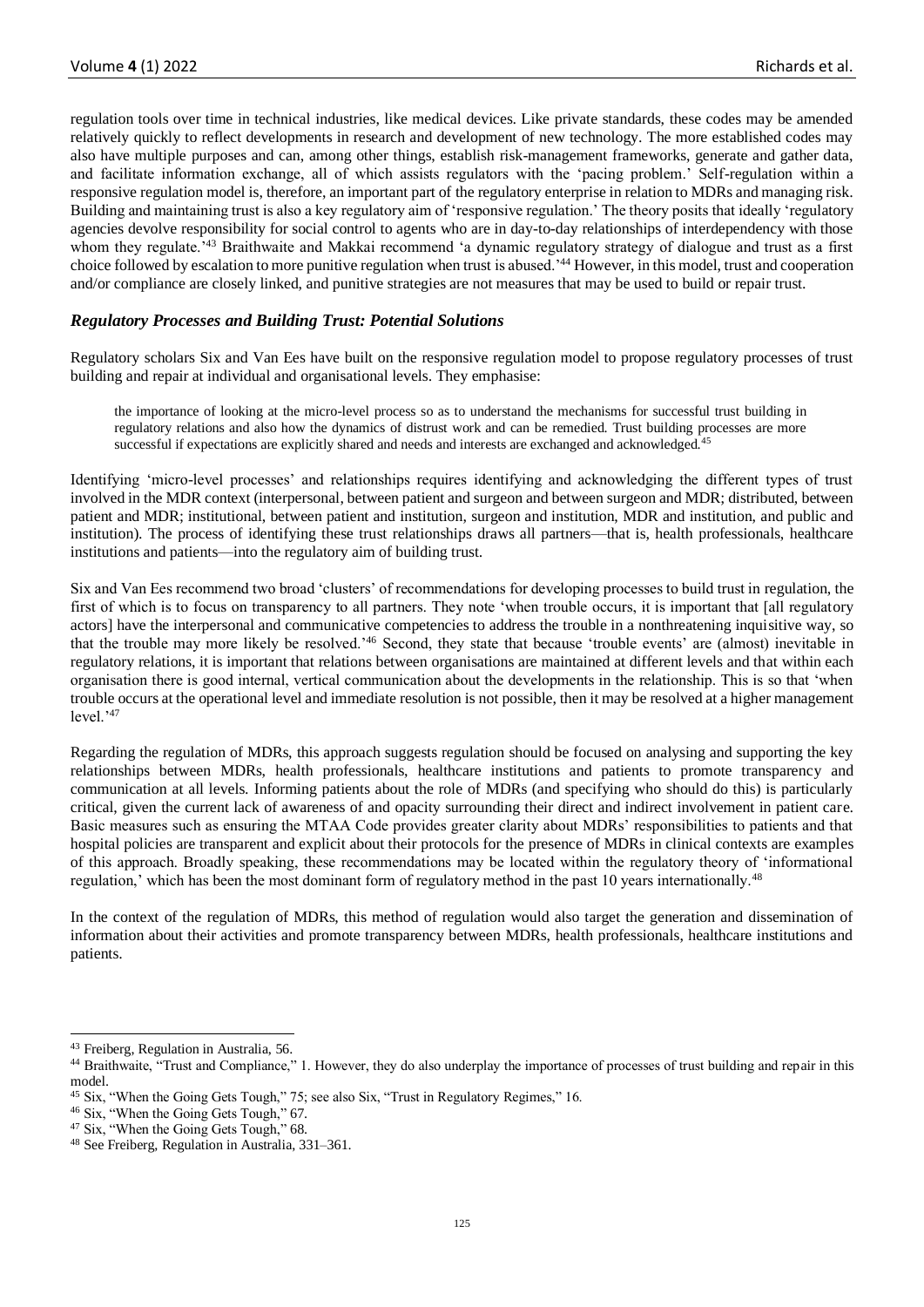regulation tools over time in technical industries, like medical devices. Like private standards, these codes may be amended relatively quickly to reflect developments in research and development of new technology. The more established codes may also have multiple purposes and can, among other things, establish risk-management frameworks, generate and gather data, and facilitate information exchange, all of which assists regulators with the 'pacing problem.' Self-regulation within a responsive regulation model is, therefore, an important part of the regulatory enterprise in relation to MDRs and managing risk. Building and maintaining trust is also a key regulatory aim of 'responsive regulation.' The theory posits that ideally 'regulatory agencies devolve responsibility for social control to agents who are in day-to-day relationships of interdependency with those whom they regulate.'[43] Braithwaite and Makkai recommend 'a dynamic regulatory strategy of dialogue and trust as a first choice followed by escalation to more punitive regulation when trust is abused.'[44] However, in this model, trust and cooperation and/or compliance are closely linked, and punitive strategies are not measures that may be used to build or repair trust.

### *Regulatory Processes and Building Trust: Potential Solutions*

Regulatory scholars Six and Van Ees have built on the responsive regulation model to propose regulatory processes of trust building and repair at individual and organisational levels. They emphasise:

> the importance of looking at the micro-level process so as to understand the mechanisms for successful trust building in regulatory relations and also how the dynamics of distrust work and can be remedied. Trust building processes are more successful if expectations are explicitly shared and needs and interests are exchanged and acknowledged.[45]

Identifying 'micro-level processes' and relationships requires identifying and acknowledging the different types of trust involved in the MDR context (interpersonal, between patient and surgeon and between surgeon and MDR; distributed, between patient and MDR; institutional, between patient and institution, surgeon and institution, MDR and institution, and public and institution). The process of identifying these trust relationships draws all partners—that is, health professionals, healthcare institutions and patients—into the regulatory aim of building trust.

Six and Van Ees recommend two broad 'clusters' of recommendations for developing processes to build trust in regulation, the first of which is to focus on transparency to all partners. They note 'when trouble occurs, it is important that [all regulatory actors] have the interpersonal and communicative competencies to address the trouble in a nonthreatening inquisitive way, so that the trouble may more likely be resolved.'[46] Second, they state that because 'trouble events' are (almost) inevitable in regulatory relations, it is important that relations between organisations are maintained at different levels and that within each organisation there is good internal, vertical communication about the developments in the relationship. This is so that 'when trouble occurs at the operational level and immediate resolution is not possible, then it may be resolved at a higher management level.'[47]

Regarding the regulation of MDRs, this approach suggests regulation should be focused on analysing and supporting the key relationships between MDRs, health professionals, healthcare institutions and patients to promote transparency and communication at all levels. Informing patients about the role of MDRs (and specifying who should do this) is particularly critical, given the current lack of awareness of and opacity surrounding their direct and indirect involvement in patient care. Basic measures such as ensuring the MTAA Code provides greater clarity about MDRs' responsibilities to patients and that hospital policies are transparent and explicit about their protocols for the presence of MDRs in clinical contexts are examples of this approach. Broadly speaking, these recommendations may be located within the regulatory theory of 'informational regulation,' which has been the most dominant form of regulatory method in the past 10 years internationally.[48]

In the context of the regulation of MDRs, this method of regulation would also target the generation and dissemination of information about their activities and promote transparency between MDRs, health professionals, healthcare institutions and patients.

---

[43] Freiberg, Regulation in Australia, 56.

[44] Braithwaite, "Trust and Compliance," 1. However, they do also underplay the importance of processes of trust building and repair in this model.

[45] Six, "When the Going Gets Tough," 75; see also Six, "Trust in Regulatory Regimes," 16.

[46] Six, "When the Going Gets Tough," 67.

[47] Six, "When the Going Gets Tough," 68.

[48] See Freiberg, Regulation in Australia, 331–361.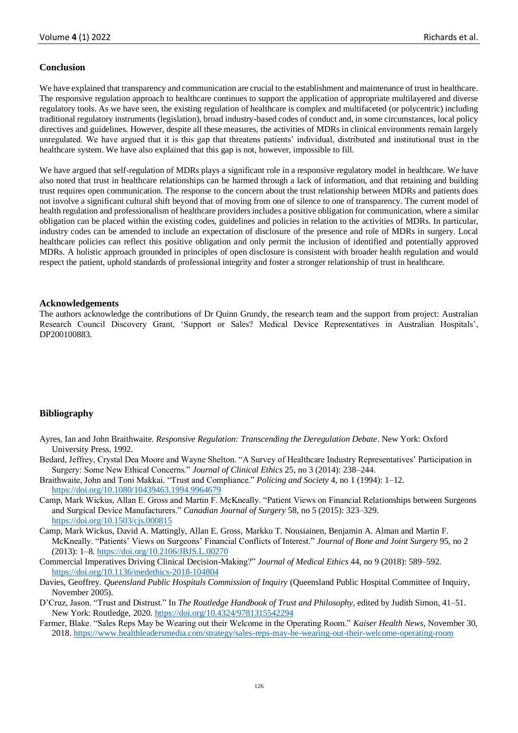## Conclusion

We have explained that transparency and communication are crucial to the establishment and maintenance of trust in healthcare. The responsive regulation approach to healthcare continues to support the application of appropriate multilayered and diverse regulatory tools. As we have seen, the existing regulation of healthcare is complex and multifaceted (or polycentric) including traditional regulatory instruments (legislation), broad industry-based codes of conduct and, in some circumstances, local policy directives and guidelines. However, despite all these measures, the activities of MDRs in clinical environments remain largely unregulated. We have argued that it is this gap that threatens patients' individual, distributed and institutional trust in the healthcare system. We have also explained that this gap is not, however, impossible to fill.

We have argued that self-regulation of MDRs plays a significant role in a responsive regulatory model in healthcare. We have also noted that trust in healthcare relationships can be harmed through a lack of information, and that retaining and building trust requires open communication. The response to the concern about the trust relationship between MDRs and patients does not involve a significant cultural shift beyond that of moving from one of silence to one of transparency. The current model of health regulation and professionalism of healthcare providers includes a positive obligation for communication, where a similar obligation can be placed within the existing codes, guidelines and policies in relation to the activities of MDRs. In particular, industry codes can be amended to include an expectation of disclosure of the presence and role of MDRs in surgery. Local healthcare policies can reflect this positive obligation and only permit the inclusion of identified and potentially approved MDRs. A holistic approach grounded in principles of open disclosure is consistent with broader health regulation and would respect the patient, uphold standards of professional integrity and foster a stronger relationship of trust in healthcare.

## Acknowledgements

The authors acknowledge the contributions of Dr Quinn Grundy, the research team and the support from project: Australian Research Council Discovery Grant, 'Support or Sales? Medical Device Representatives in Australian Hospitals', DP200100883.

## Bibliography

Ayres, Ian and John Braithwaite. *Responsive Regulation: Transcending the Deregulation Debate*. New York: Oxford University Press, 1992.

Bedard, Jeffrey, Crystal Dea Moore and Wayne Shelton. "A Survey of Healthcare Industry Representatives' Participation in Surgery: Some New Ethical Concerns." *Journal of Clinical Ethics* 25, no 3 (2014): 238–244.

Braithwaite, John and Toni Makkai. "Trust and Compliance." *Policing and Society* 4, no 1 (1994): 1–12. https://doi.org/10.1080/10439463.1994.9964679

Camp, Mark Wickus, Allan E. Gross and Martin F. McKneally. "Patient Views on Financial Relationships between Surgeons and Surgical Device Manufacturers." *Canadian Journal of Surgery* 58, no 5 (2015): 323–329. https://doi.org/10.1503/cjs.000815

Camp, Mark Wickus, David A. Mattingly, Allan E. Gross, Markku T. Nousiainen, Benjamin A. Alman and Martin F. McKneally. "Patients' Views on Surgeons' Financial Conflicts of Interest." *Journal of Bone and Joint Surgery* 95, no 2 (2013): 1–8. https://doi.org/10.2106/JBJS.L.00270

Commercial Imperatives Driving Clinical Decision-Making?" *Journal of Medical Ethics* 44, no 9 (2018): 589–592. https://doi.org/10.1136/medethics-2018-104804

Davies, Geoffrey. *Queensland Public Hospitals Commission of Inquiry* (Queensland Public Hospital Committee of Inquiry, November 2005).

D'Cruz, Jason. "Trust and Distrust." In *The Routledge Handbook of Trust and Philosophy*, edited by Judith Simon, 41–51. New York: Routledge, 2020. https://doi.org/10.4324/9781315542294

Farmer, Blake. "Sales Reps May be Wearing out their Welcome in the Operating Room." *Kaiser Health News*, November 30, 2018. https://www.healthleadersmedia.com/strategy/sales-reps-may-be-wearing-out-their-welcome-operating-room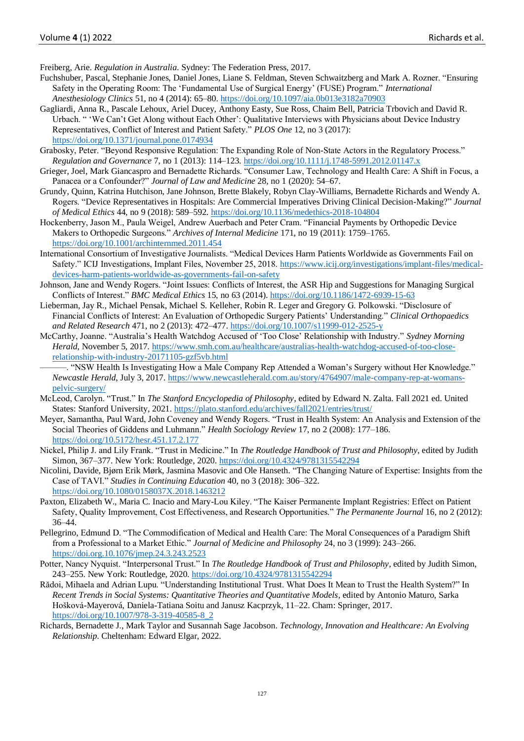Freiberg, Arie. *Regulation in Australia*. Sydney: The Federation Press, 2017.

Fuchshuber, Pascal, Stephanie Jones, Daniel Jones, Liane S. Feldman, Steven Schwaitzberg and Mark A. Rozner. "Ensuring Safety in the Operating Room: The 'Fundamental Use of Surgical Energy' (FUSE) Program." *International Anesthesiology Clinics* 51, no 4 (2014): 65–80. https://doi.org/10.1097/aia.0b013e3182a70903

Gagliardi, Anna R., Pascale Lehoux, Ariel Ducey, Anthony Easty, Sue Ross, Chaim Bell, Patricia Trbovich and David R. Urbach. " 'We Can't Get Along without Each Other': Qualitative Interviews with Physicians about Device Industry Representatives, Conflict of Interest and Patient Safety." *PLOS One* 12, no 3 (2017): https://doi.org/10.1371/journal.pone.0174934

Grabosky, Peter. "Beyond Responsive Regulation: The Expanding Role of Non-State Actors in the Regulatory Process." *Regulation and Governance* 7, no 1 (2013): 114–123. https://doi.org/10.1111/j.1748-5991.2012.01147.x

Grieger, Joel, Mark Giancaspro and Bernadette Richards. "Consumer Law, Technology and Health Care: A Shift in Focus, a Panacea or a Confounder?" *Journal of Law and Medicine* 28, no 1 (2020): 54–67.

Grundy, Quinn, Katrina Hutchison, Jane Johnson, Brette Blakely, Robyn Clay-Williams, Bernadette Richards and Wendy A. Rogers. "Device Representatives in Hospitals: Are Commercial Imperatives Driving Clinical Decision-Making?" *Journal of Medical Ethics* 44, no 9 (2018): 589–592. https://doi.org/10.1136/medethics-2018-104804

Hockenberry, Jason M., Paula Weigel, Andrew Auerbach and Peter Cram. "Financial Payments by Orthopedic Device Makers to Orthopedic Surgeons." *Archives of Internal Medicine* 171, no 19 (2011): 1759–1765. https://doi.org/10.1001/archinternmed.2011.454

International Consortium of Investigative Journalists. "Medical Devices Harm Patients Worldwide as Governments Fail on Safety." ICIJ Investigations, Implant Files, November 25, 2018. https://www.icij.org/investigations/implant-files/medical-devices-harm-patients-worldwide-as-governments-fail-on-safety

Johnson, Jane and Wendy Rogers. "Joint Issues: Conflicts of Interest, the ASR Hip and Suggestions for Managing Surgical Conflicts of Interest." *BMC Medical Ethics* 15, no 63 (2014). https://doi.org/10.1186/1472-6939-15-63

Lieberman, Jay R., Michael Pensak, Michael S. Kelleher, Robin R. Leger and Gregory G. Polkowski. "Disclosure of Financial Conflicts of Interest: An Evaluation of Orthopedic Surgery Patients' Understanding." *Clinical Orthopaedics and Related Research* 471, no 2 (2013): 472–477. https://doi.org/10.1007/s11999-012-2525-y

McCarthy, Joanne. "Australia's Health Watchdog Accused of 'Too Close' Relationship with Industry." *Sydney Morning Herald*, November 5, 2017. https://www.smh.com.au/healthcare/australias-health-watchdog-accused-of-too-close-relationship-with-industry-20171105-gzf5vb.html

———. "NSW Health Is Investigating How a Male Company Rep Attended a Woman's Surgery without Her Knowledge." *Newcastle Herald*, July 3, 2017. https://www.newcastleherald.com.au/story/4764907/male-company-rep-at-womans-pelvic-surgery/

McLeod, Carolyn. "Trust." In *The Stanford Encyclopedia of Philosophy*, edited by Edward N. Zalta. Fall 2021 ed. United States: Stanford University, 2021. https://plato.stanford.edu/archives/fall2021/entries/trust/

Meyer, Samantha, Paul Ward, John Coveney and Wendy Rogers. "Trust in Health System: An Analysis and Extension of the Social Theories of Giddens and Luhmann." *Health Sociology Review* 17, no 2 (2008): 177–186. https://doi.org/10.5172/hesr.451.17.2.177

Nickel, Philip J. and Lily Frank. "Trust in Medicine." In *The Routledge Handbook of Trust and Philosophy*, edited by Judith Simon, 367–377. New York: Routledge, 2020. https://doi.org/10.4324/9781315542294

Nicolini, Davide, Bjørn Erik Mørk, Jasmina Masovic and Ole Hanseth. "The Changing Nature of Expertise: Insights from the Case of TAVI." *Studies in Continuing Education* 40, no 3 (2018): 306–322. https://doi.org/10.1080/0158037X.2018.1463212

Paxton, Elizabeth W., Maria C. Inacio and Mary-Lou Kiley. "The Kaiser Permanente Implant Registries: Effect on Patient Safety, Quality Improvement, Cost Effectiveness, and Research Opportunities." *The Permanente Journal* 16, no 2 (2012): 36–44.

Pellegrino, Edmund D. "The Commodification of Medical and Health Care: The Moral Consequences of a Paradigm Shift from a Professional to a Market Ethic." *Journal of Medicine and Philosophy* 24, no 3 (1999): 243–266. https://doi.org.10.1076/jmep.24.3.243.2523

Potter, Nancy Nyquist. "Interpersonal Trust." In *The Routledge Handbook of Trust and Philosophy*, edited by Judith Simon, 243–255. New York: Routledge, 2020. https://doi.org/10.4324/9781315542294

Rădoi, Mihaela and Adrian Lupu. "Understanding Institutional Trust. What Does It Mean to Trust the Health System?" In *Recent Trends in Social Systems: Quantitative Theories and Quantitative Models*, edited by Antonio Maturo, Sarka Hošková-Mayerová, Daniela-Tatiana Soitu and Janusz Kacprzyk, 11–22. Cham: Springer, 2017. https://doi.org/10.1007/978-3-319-40585-8_2

Richards, Bernadette J., Mark Taylor and Susannah Sage Jacobson. *Technology, Innovation and Healthcare: An Evolving Relationship*. Cheltenham: Edward Elgar, 2022.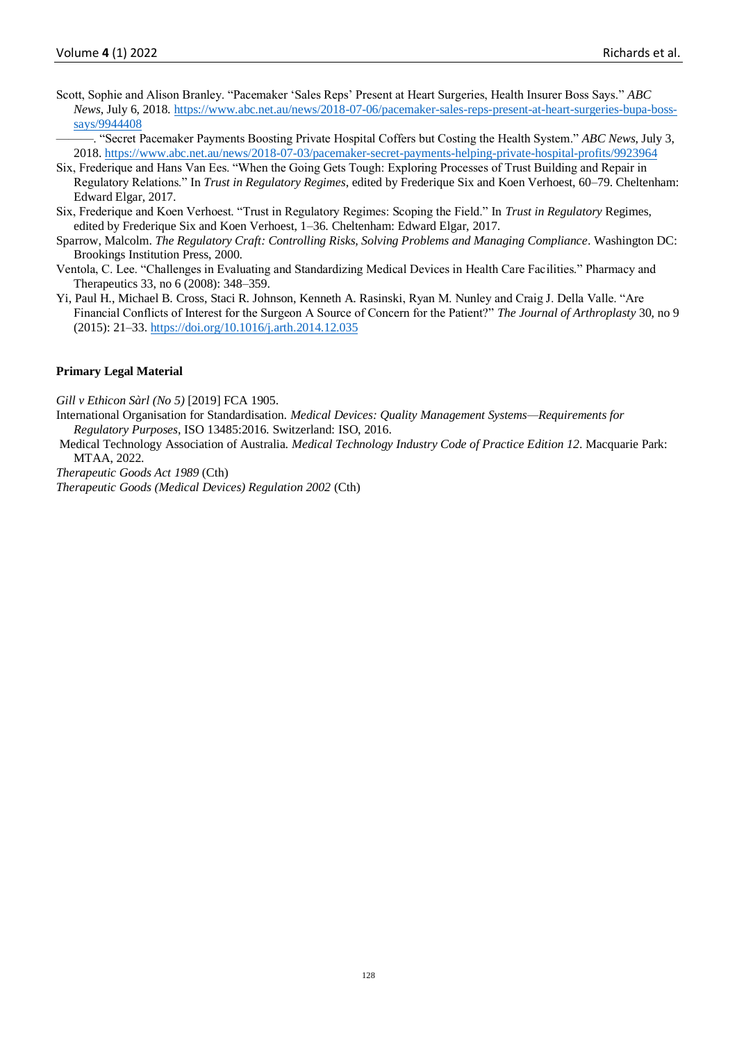Scott, Sophie and Alison Branley. "Pacemaker 'Sales Reps' Present at Heart Surgeries, Health Insurer Boss Says." *ABC News*, July 6, 2018. https://www.abc.net.au/news/2018-07-06/pacemaker-sales-reps-present-at-heart-surgeries-bupa-boss-says/9944408

———. "Secret Pacemaker Payments Boosting Private Hospital Coffers but Costing the Health System." *ABC News*, July 3, 2018. https://www.abc.net.au/news/2018-07-03/pacemaker-secret-payments-helping-private-hospital-profits/9923964

Six, Frederique and Hans Van Ees. "When the Going Gets Tough: Exploring Processes of Trust Building and Repair in Regulatory Relations." In *Trust in Regulatory Regimes*, edited by Frederique Six and Koen Verhoest, 60–79. Cheltenham: Edward Elgar, 2017.

Six, Frederique and Koen Verhoest. "Trust in Regulatory Regimes: Scoping the Field." In *Trust in Regulatory* Regimes, edited by Frederique Six and Koen Verhoest, 1–36. Cheltenham: Edward Elgar, 2017.

Sparrow, Malcolm. *The Regulatory Craft: Controlling Risks, Solving Problems and Managing Compliance*. Washington DC: Brookings Institution Press, 2000.

Ventola, C. Lee. "Challenges in Evaluating and Standardizing Medical Devices in Health Care Facilities." Pharmacy and Therapeutics 33, no 6 (2008): 348–359.

Yi, Paul H., Michael B. Cross, Staci R. Johnson, Kenneth A. Rasinski, Ryan M. Nunley and Craig J. Della Valle. "Are Financial Conflicts of Interest for the Surgeon A Source of Concern for the Patient?" *The Journal of Arthroplasty* 30, no 9 (2015): 21–33. https://doi.org/10.1016/j.arth.2014.12.035

**Primary Legal Material**

*Gill v Ethicon Sàrl (No 5)* [2019] FCA 1905.

International Organisation for Standardisation. *Medical Devices: Quality Management Systems—Requirements for Regulatory Purposes*, ISO 13485:2016. Switzerland: ISO, 2016.

Medical Technology Association of Australia. *Medical Technology Industry Code of Practice Edition 12*. Macquarie Park: MTAA, 2022.

*Therapeutic Goods Act 1989* (Cth)

*Therapeutic Goods (Medical Devices) Regulation 2002* (Cth)